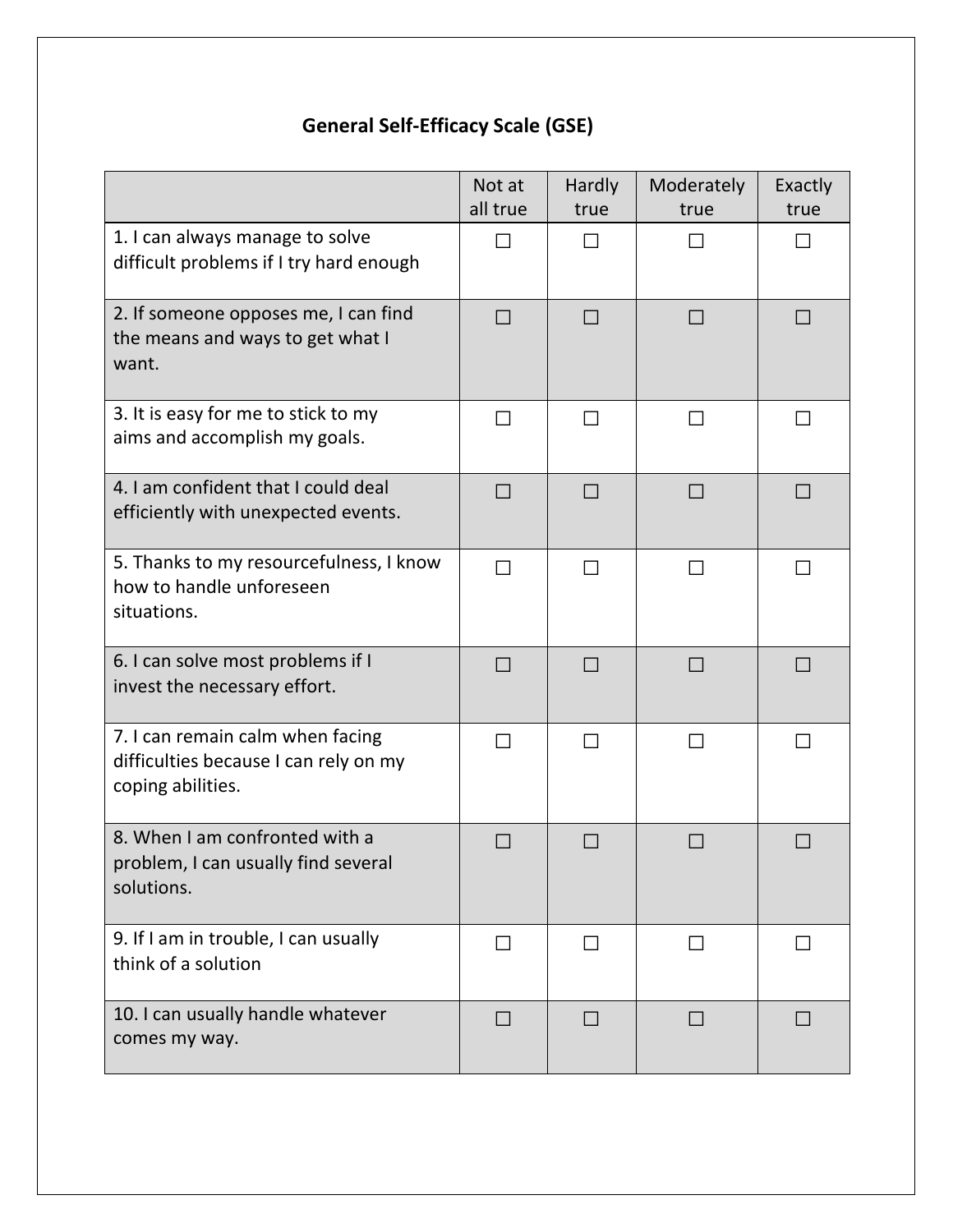# General Self-Efficacy Scale (GSE)

| | Not at all true | Hardly true | Moderately true | Exactly true |
|---|---|---|---|---|
| 1. I can always manage to solve difficult problems if I try hard enough | ☐ | ☐ | ☐ | ☐ |
| 2. If someone opposes me, I can find the means and ways to get what I want. | ☐ | ☐ | ☐ | ☐ |
| 3. It is easy for me to stick to my aims and accomplish my goals. | ☐ | ☐ | ☐ | ☐ |
| 4. I am confident that I could deal efficiently with unexpected events. | ☐ | ☐ | ☐ | ☐ |
| 5. Thanks to my resourcefulness, I know how to handle unforeseen situations. | ☐ | ☐ | ☐ | ☐ |
| 6. I can solve most problems if I invest the necessary effort. | ☐ | ☐ | ☐ | ☐ |
| 7. I can remain calm when facing difficulties because I can rely on my coping abilities. | ☐ | ☐ | ☐ | ☐ |
| 8. When I am confronted with a problem, I can usually find several solutions. | ☐ | ☐ | ☐ | ☐ |
| 9. If I am in trouble, I can usually think of a solution | ☐ | ☐ | ☐ | ☐ |
| 10. I can usually handle whatever comes my way. | ☐ | ☐ | ☐ | ☐ |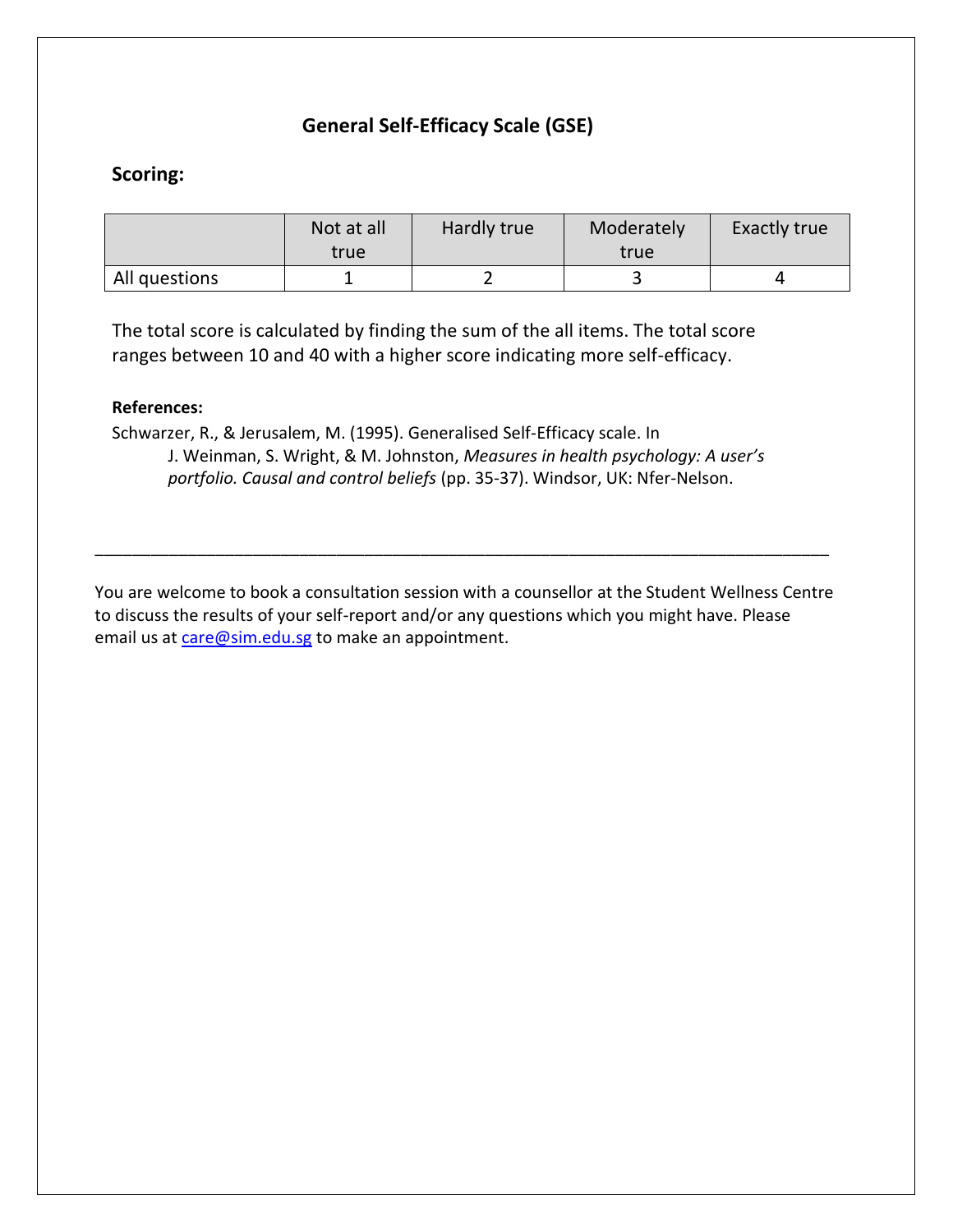## General Self-Efficacy Scale (GSE)

### Scoring:

| | Not at all true | Hardly true | Moderately true | Exactly true |
|---|---|---|---|---|
| All questions | 1 | 2 | 3 | 4 |

The total score is calculated by finding the sum of the all items. The total score ranges between 10 and 40 with a higher score indicating more self-efficacy.

**References:**

Schwarzer, R., & Jerusalem, M. (1995). Generalised Self-Efficacy scale. In J. Weinman, S. Wright, & M. Johnston, *Measures in health psychology: A user's portfolio. Causal and control beliefs* (pp. 35-37). Windsor, UK: Nfer-Nelson.

---

You are welcome to book a consultation session with a counsellor at the Student Wellness Centre to discuss the results of your self-report and/or any questions which you might have. Please email us at [care@sim.edu.sg](mailto:care@sim.edu.sg) to make an appointment.